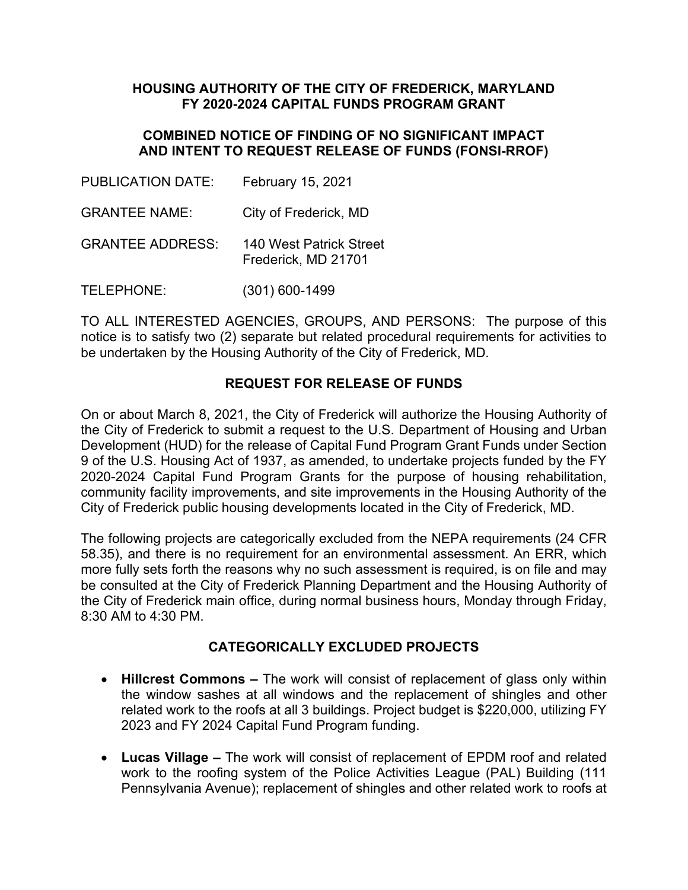# HOUSING AUTHORITY OF THE CITY OF FREDERICK, MARYLAND
# FY 2020-2024 CAPITAL FUNDS PROGRAM GRANT

## COMBINED NOTICE OF FINDING OF NO SIGNIFICANT IMPACT AND INTENT TO REQUEST RELEASE OF FUNDS (FONSI-RROF)

PUBLICATION DATE: February 15, 2021

GRANTEE NAME: City of Frederick, MD

GRANTEE ADDRESS: 140 West Patrick Street
Frederick, MD 21701

TELEPHONE: (301) 600-1499

TO ALL INTERESTED AGENCIES, GROUPS, AND PERSONS: The purpose of this notice is to satisfy two (2) separate but related procedural requirements for activities to be undertaken by the Housing Authority of the City of Frederick, MD.

## REQUEST FOR RELEASE OF FUNDS

On or about March 8, 2021, the City of Frederick will authorize the Housing Authority of the City of Frederick to submit a request to the U.S. Department of Housing and Urban Development (HUD) for the release of Capital Fund Program Grant Funds under Section 9 of the U.S. Housing Act of 1937, as amended, to undertake projects funded by the FY 2020-2024 Capital Fund Program Grants for the purpose of housing rehabilitation, community facility improvements, and site improvements in the Housing Authority of the City of Frederick public housing developments located in the City of Frederick, MD.

The following projects are categorically excluded from the NEPA requirements (24 CFR 58.35), and there is no requirement for an environmental assessment. An ERR, which more fully sets forth the reasons why no such assessment is required, is on file and may be consulted at the City of Frederick Planning Department and the Housing Authority of the City of Frederick main office, during normal business hours, Monday through Friday, 8:30 AM to 4:30 PM.

## CATEGORICALLY EXCLUDED PROJECTS

- **Hillcrest Commons –** The work will consist of replacement of glass only within the window sashes at all windows and the replacement of shingles and other related work to the roofs at all 3 buildings. Project budget is $220,000, utilizing FY 2023 and FY 2024 Capital Fund Program funding.

- **Lucas Village –** The work will consist of replacement of EPDM roof and related work to the roofing system of the Police Activities League (PAL) Building (111 Pennsylvania Avenue); replacement of shingles and other related work to roofs at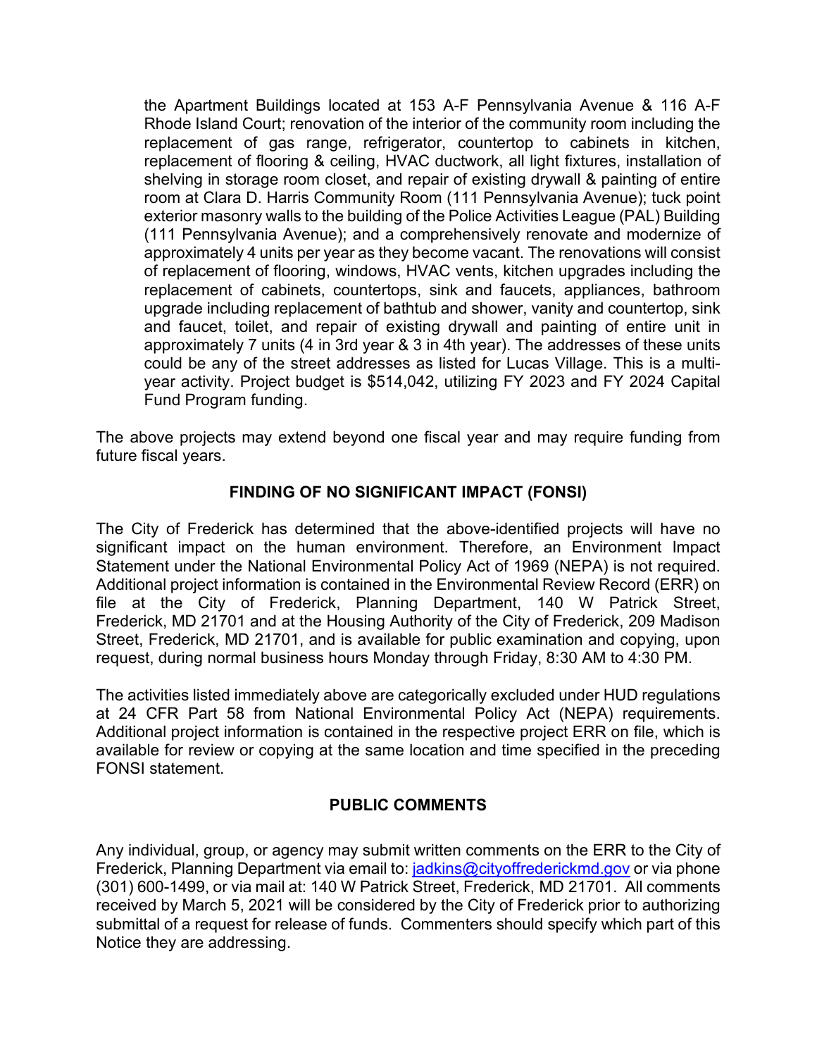the Apartment Buildings located at 153 A-F Pennsylvania Avenue & 116 A-F Rhode Island Court; renovation of the interior of the community room including the replacement of gas range, refrigerator, countertop to cabinets in kitchen, replacement of flooring & ceiling, HVAC ductwork, all light fixtures, installation of shelving in storage room closet, and repair of existing drywall & painting of entire room at Clara D. Harris Community Room (111 Pennsylvania Avenue); tuck point exterior masonry walls to the building of the Police Activities League (PAL) Building (111 Pennsylvania Avenue); and a comprehensively renovate and modernize of approximately 4 units per year as they become vacant. The renovations will consist of replacement of flooring, windows, HVAC vents, kitchen upgrades including the replacement of cabinets, countertops, sink and faucets, appliances, bathroom upgrade including replacement of bathtub and shower, vanity and countertop, sink and faucet, toilet, and repair of existing drywall and painting of entire unit in approximately 7 units (4 in 3rd year & 3 in 4th year). The addresses of these units could be any of the street addresses as listed for Lucas Village. This is a multi-year activity. Project budget is $514,042, utilizing FY 2023 and FY 2024 Capital Fund Program funding.

The above projects may extend beyond one fiscal year and may require funding from future fiscal years.

## FINDING OF NO SIGNIFICANT IMPACT (FONSI)

The City of Frederick has determined that the above-identified projects will have no significant impact on the human environment. Therefore, an Environment Impact Statement under the National Environmental Policy Act of 1969 (NEPA) is not required. Additional project information is contained in the Environmental Review Record (ERR) on file at the City of Frederick, Planning Department, 140 W Patrick Street, Frederick, MD 21701 and at the Housing Authority of the City of Frederick, 209 Madison Street, Frederick, MD 21701, and is available for public examination and copying, upon request, during normal business hours Monday through Friday, 8:30 AM to 4:30 PM.

The activities listed immediately above are categorically excluded under HUD regulations at 24 CFR Part 58 from National Environmental Policy Act (NEPA) requirements. Additional project information is contained in the respective project ERR on file, which is available for review or copying at the same location and time specified in the preceding FONSI statement.

## PUBLIC COMMENTS

Any individual, group, or agency may submit written comments on the ERR to the City of Frederick, Planning Department via email to: jadkins@cityoffrederickmd.gov or via phone (301) 600-1499, or via mail at: 140 W Patrick Street, Frederick, MD 21701. All comments received by March 5, 2021 will be considered by the City of Frederick prior to authorizing submittal of a request for release of funds. Commenters should specify which part of this Notice they are addressing.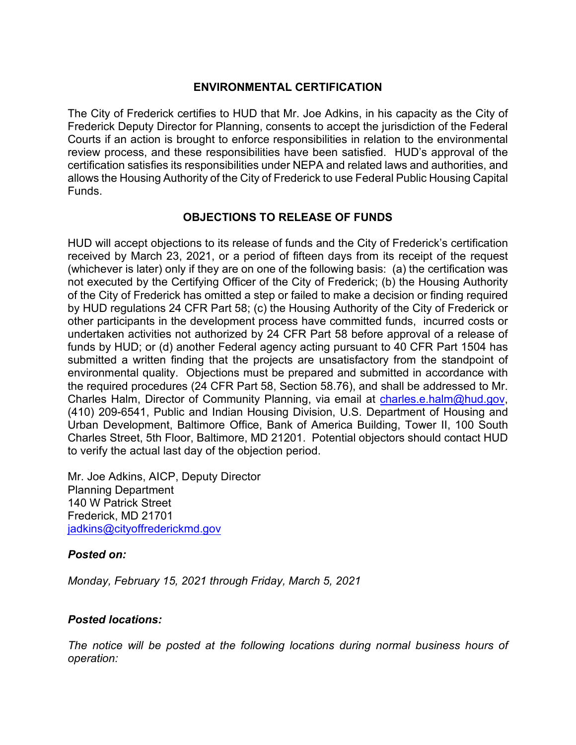## ENVIRONMENTAL CERTIFICATION

The City of Frederick certifies to HUD that Mr. Joe Adkins, in his capacity as the City of Frederick Deputy Director for Planning, consents to accept the jurisdiction of the Federal Courts if an action is brought to enforce responsibilities in relation to the environmental review process, and these responsibilities have been satisfied. HUD's approval of the certification satisfies its responsibilities under NEPA and related laws and authorities, and allows the Housing Authority of the City of Frederick to use Federal Public Housing Capital Funds.

## OBJECTIONS TO RELEASE OF FUNDS

HUD will accept objections to its release of funds and the City of Frederick's certification received by March 23, 2021, or a period of fifteen days from its receipt of the request (whichever is later) only if they are on one of the following basis: (a) the certification was not executed by the Certifying Officer of the City of Frederick; (b) the Housing Authority of the City of Frederick has omitted a step or failed to make a decision or finding required by HUD regulations 24 CFR Part 58; (c) the Housing Authority of the City of Frederick or other participants in the development process have committed funds, incurred costs or undertaken activities not authorized by 24 CFR Part 58 before approval of a release of funds by HUD; or (d) another Federal agency acting pursuant to 40 CFR Part 1504 has submitted a written finding that the projects are unsatisfactory from the standpoint of environmental quality. Objections must be prepared and submitted in accordance with the required procedures (24 CFR Part 58, Section 58.76), and shall be addressed to Mr. Charles Halm, Director of Community Planning, via email at charles.e.halm@hud.gov, (410) 209-6541, Public and Indian Housing Division, U.S. Department of Housing and Urban Development, Baltimore Office, Bank of America Building, Tower II, 100 South Charles Street, 5th Floor, Baltimore, MD 21201. Potential objectors should contact HUD to verify the actual last day of the objection period.

Mr. Joe Adkins, AICP, Deputy Director
Planning Department
140 W Patrick Street
Frederick, MD 21701
jadkins@cityoffrederickmd.gov

***Posted on:***

*Monday, February 15, 2021 through Friday, March 5, 2021*

***Posted locations:***

*The notice will be posted at the following locations during normal business hours of operation:*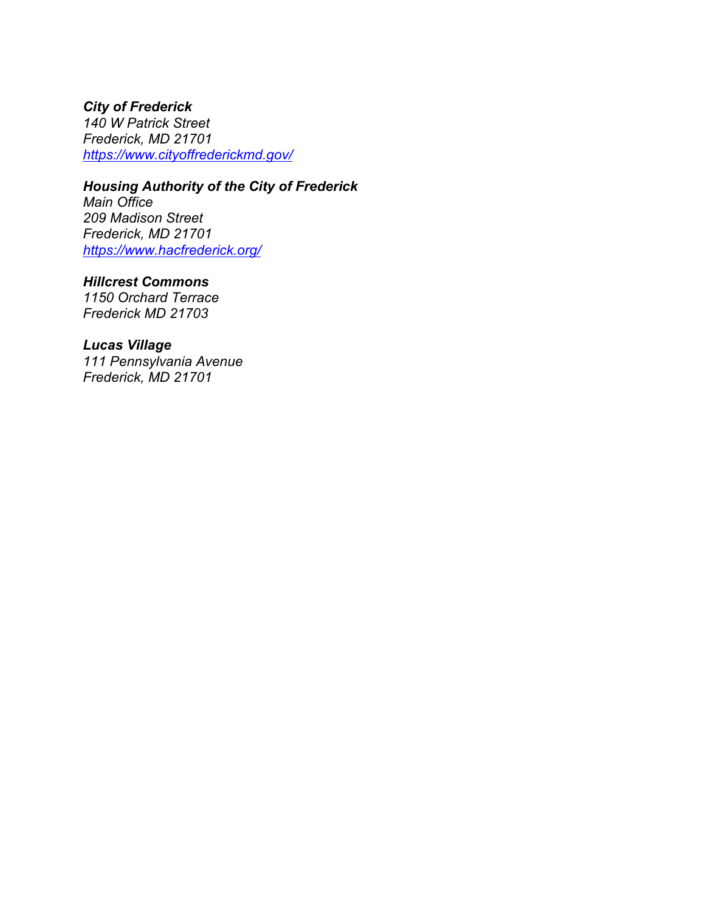***City of Frederick***
*140 W Patrick Street*
*Frederick, MD 21701*
*https://www.cityoffrederickmd.gov/*

***Housing Authority of the City of Frederick***
*Main Office*
*209 Madison Street*
*Frederick, MD 21701*
*https://www.hacfrederick.org/*

***Hillcrest Commons***
*1150 Orchard Terrace*
*Frederick MD 21703*

***Lucas Village***
*111 Pennsylvania Avenue*
*Frederick, MD 21701*